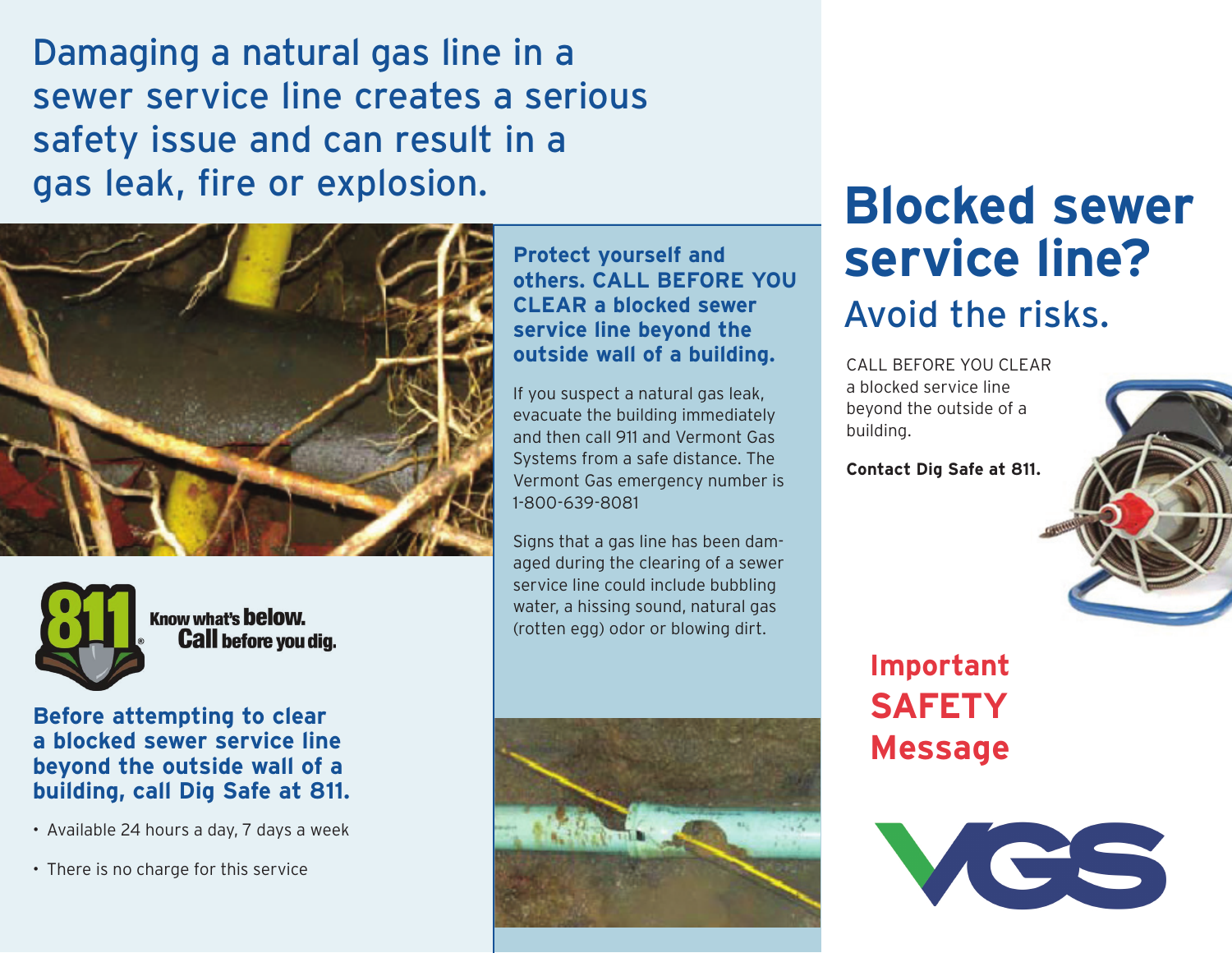Damaging a natural gas line in a sewer service line creates a serious safety issue and can result in a gas leak, fire or explosion.

811 Know what's **below.** **Call** before you dig.

**Before attempting to clear a blocked sewer service line beyond the outside wall of a building, call Dig Safe at 811.**

- Available 24 hours a day, 7 days a week
- There is no charge for this service

**Protect yourself and others. CALL BEFORE YOU CLEAR a blocked sewer service line beyond the outside wall of a building.**

If you suspect a natural gas leak, evacuate the building immediately and then call 911 and Vermont Gas Systems from a safe distance. The Vermont Gas emergency number is 1-800-639-8081

Signs that a gas line has been damaged during the clearing of a sewer service line could include bubbling water, a hissing sound, natural gas (rotten egg) odor or blowing dirt.

# Blocked sewer service line?

## Avoid the risks.

CALL BEFORE YOU CLEAR a blocked service line beyond the outside of a building.

**Contact Dig Safe at 811.**

**Important SAFETY Message**

VGS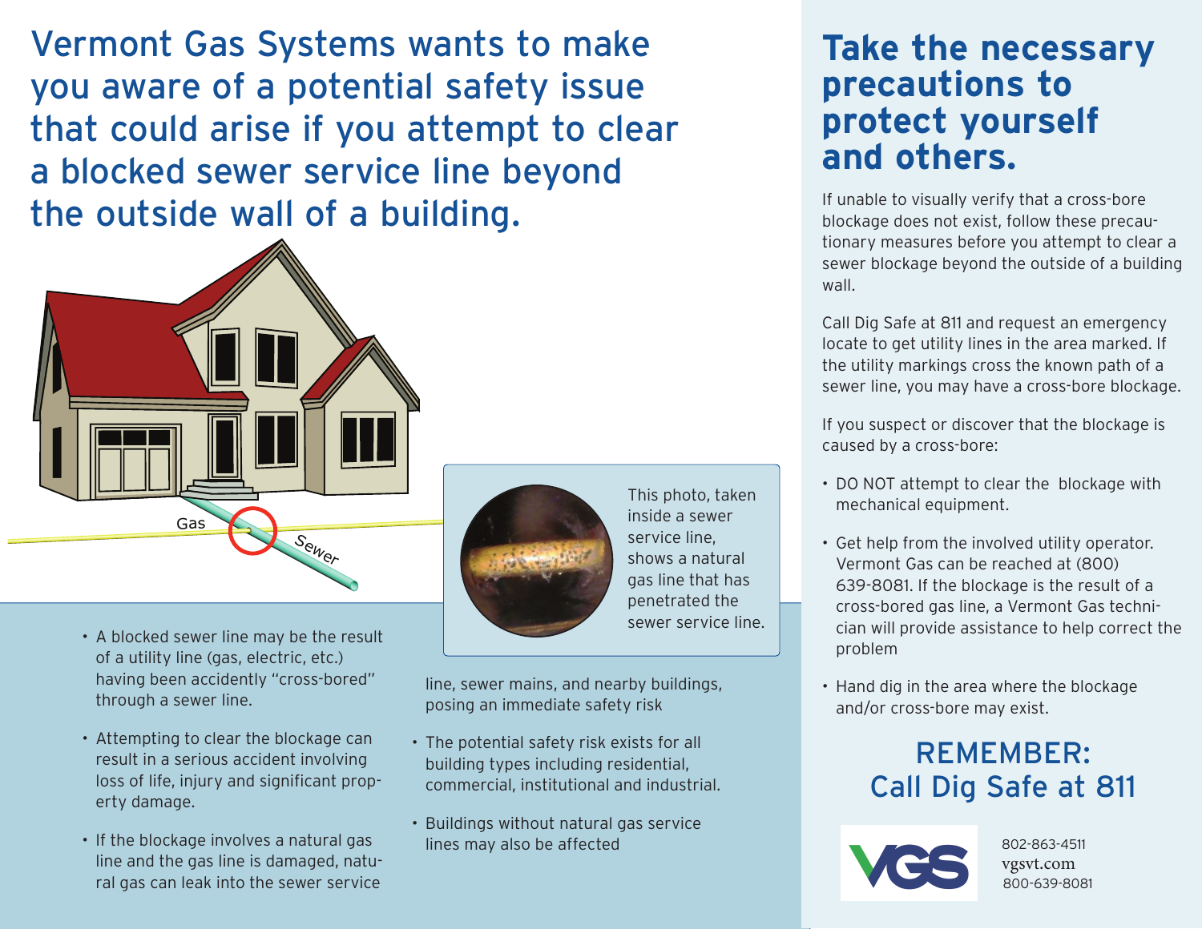# Vermont Gas Systems wants to make you aware of a potential safety issue that could arise if you attempt to clear a blocked sewer service line beyond the outside wall of a building.

Gas

Sewer

This photo, taken inside a sewer service line, shows a natural gas line that has penetrated the sewer service line.

- A blocked sewer line may be the result of a utility line (gas, electric, etc.) having been accidently "cross-bored" through a sewer line.
- Attempting to clear the blockage can result in a serious accident involving loss of life, injury and significant property damage.
- If the blockage involves a natural gas line and the gas line is damaged, natural gas can leak into the sewer service line, sewer mains, and nearby buildings, posing an immediate safety risk
- The potential safety risk exists for all building types including residential, commercial, institutional and industrial.
- Buildings without natural gas service lines may also be affected

## Take the necessary precautions to protect yourself and others.

If unable to visually verify that a cross-bore blockage does not exist, follow these precautionary measures before you attempt to clear a sewer blockage beyond the outside of a building wall.

Call Dig Safe at 811 and request an emergency locate to get utility lines in the area marked. If the utility markings cross the known path of a sewer line, you may have a cross-bore blockage.

If you suspect or discover that the blockage is caused by a cross-bore:

- DO NOT attempt to clear the blockage with mechanical equipment.
- Get help from the involved utility operator. Vermont Gas can be reached at (800) 639-8081. If the blockage is the result of a cross-bored gas line, a Vermont Gas technician will provide assistance to help correct the problem
- Hand dig in the area where the blockage and/or cross-bore may exist.

## REMEMBER: Call Dig Safe at 811

VGS

802-863-4511
vgsvt.com
800-639-8081